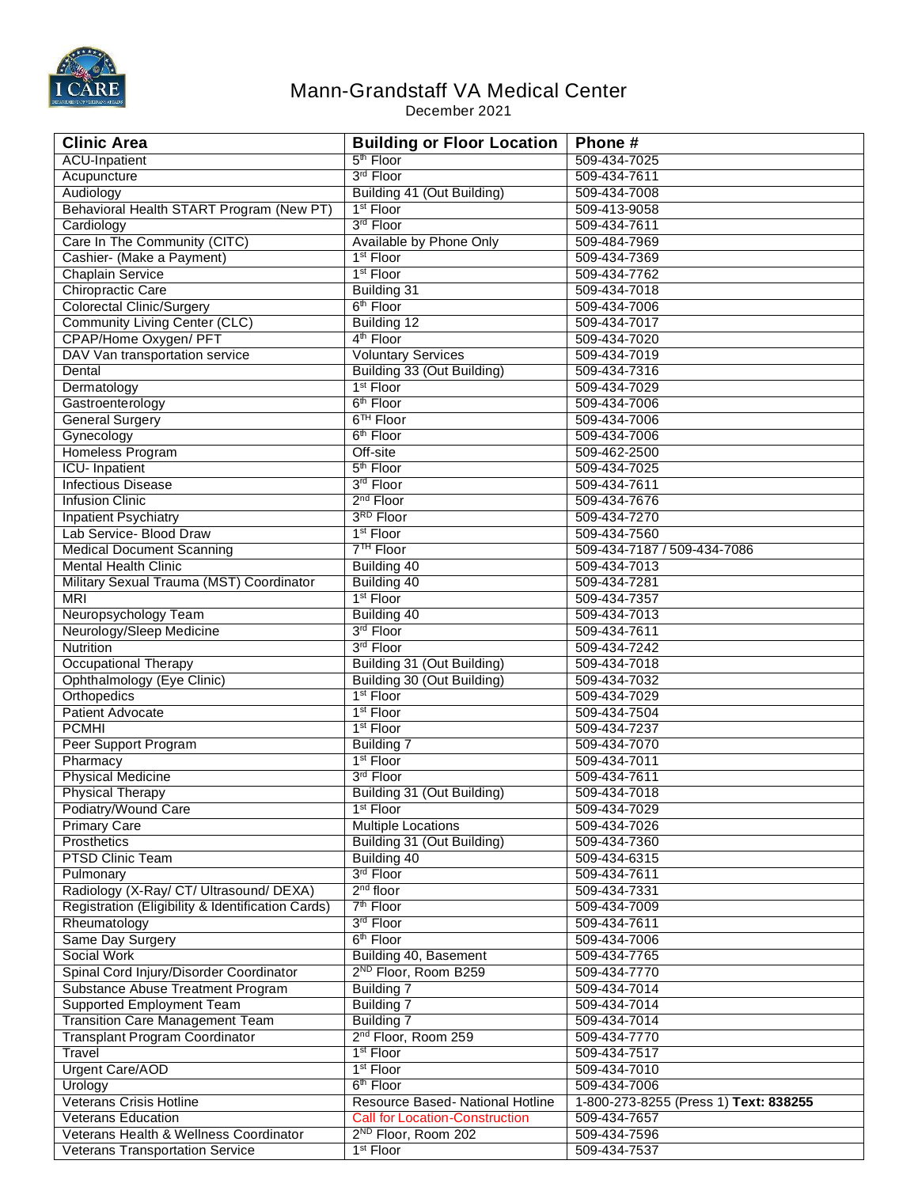# Mann-Grandstaff VA Medical Center

December 2021

| Clinic Area | Building or Floor Location | Phone # |
|---|---|---|
| ACU-Inpatient | 5th Floor | 509-434-7025 |
| Acupuncture | 3rd Floor | 509-434-7611 |
| Audiology | Building 41 (Out Building) | 509-434-7008 |
| Behavioral Health START Program (New PT) | 1st Floor | 509-413-9058 |
| Cardiology | 3rd Floor | 509-434-7611 |
| Care In The Community (CITC) | Available by Phone Only | 509-484-7969 |
| Cashier- (Make a Payment) | 1st Floor | 509-434-7369 |
| Chaplain Service | 1st Floor | 509-434-7762 |
| Chiropractic Care | Building 31 | 509-434-7018 |
| Colorectal Clinic/Surgery | 6th Floor | 509-434-7006 |
| Community Living Center (CLC) | Building 12 | 509-434-7017 |
| CPAP/Home Oxygen/ PFT | 4th Floor | 509-434-7020 |
| DAV Van transportation service | Voluntary Services | 509-434-7019 |
| Dental | Building 33 (Out Building) | 509-434-7316 |
| Dermatology | 1st Floor | 509-434-7029 |
| Gastroenterology | 6th Floor | 509-434-7006 |
| General Surgery | 6TH Floor | 509-434-7006 |
| Gynecology | 6th Floor | 509-434-7006 |
| Homeless Program | Off-site | 509-462-2500 |
| ICU- Inpatient | 5th Floor | 509-434-7025 |
| Infectious Disease | 3rd Floor | 509-434-7611 |
| Infusion Clinic | 2nd Floor | 509-434-7676 |
| Inpatient Psychiatry | 3RD Floor | 509-434-7270 |
| Lab Service- Blood Draw | 1st Floor | 509-434-7560 |
| Medical Document Scanning | 7TH Floor | 509-434-7187 / 509-434-7086 |
| Mental Health Clinic | Building 40 | 509-434-7013 |
| Military Sexual Trauma (MST) Coordinator | Building 40 | 509-434-7281 |
| MRI | 1st Floor | 509-434-7357 |
| Neuropsychology Team | Building 40 | 509-434-7013 |
| Neurology/Sleep Medicine | 3rd Floor | 509-434-7611 |
| Nutrition | 3rd Floor | 509-434-7242 |
| Occupational Therapy | Building 31 (Out Building) | 509-434-7018 |
| Ophthalmology (Eye Clinic) | Building 30 (Out Building) | 509-434-7032 |
| Orthopedics | 1st Floor | 509-434-7029 |
| Patient Advocate | 1st Floor | 509-434-7504 |
| PCMHI | 1st Floor | 509-434-7237 |
| Peer Support Program | Building 7 | 509-434-7070 |
| Pharmacy | 1st Floor | 509-434-7011 |
| Physical Medicine | 3rd Floor | 509-434-7611 |
| Physical Therapy | Building 31 (Out Building) | 509-434-7018 |
| Podiatry/Wound Care | 1st Floor | 509-434-7029 |
| Primary Care | Multiple Locations | 509-434-7026 |
| Prosthetics | Building 31 (Out Building) | 509-434-7360 |
| PTSD Clinic Team | Building 40 | 509-434-6315 |
| Pulmonary | 3rd Floor | 509-434-7611 |
| Radiology (X-Ray/ CT/ Ultrasound/ DEXA) | 2nd floor | 509-434-7331 |
| Registration (Eligibility & Identification Cards) | 7th Floor | 509-434-7009 |
| Rheumatology | 3rd Floor | 509-434-7611 |
| Same Day Surgery | 6th Floor | 509-434-7006 |
| Social Work | Building 40, Basement | 509-434-7765 |
| Spinal Cord Injury/Disorder Coordinator | 2ND Floor, Room B259 | 509-434-7770 |
| Substance Abuse Treatment Program | Building 7 | 509-434-7014 |
| Supported Employment Team | Building 7 | 509-434-7014 |
| Transition Care Management Team | Building 7 | 509-434-7014 |
| Transplant Program Coordinator | 2nd Floor, Room 259 | 509-434-7770 |
| Travel | 1st Floor | 509-434-7517 |
| Urgent Care/AOD | 1st Floor | 509-434-7010 |
| Urology | 6th Floor | 509-434-7006 |
| Veterans Crisis Hotline | Resource Based- National Hotline | 1-800-273-8255 (Press 1) **Text: 838255** |
| Veterans Education | Call for Location-Construction | 509-434-7657 |
| Veterans Health & Wellness Coordinator | 2ND Floor, Room 202 | 509-434-7596 |
| Veterans Transportation Service | 1st Floor | 509-434-7537 |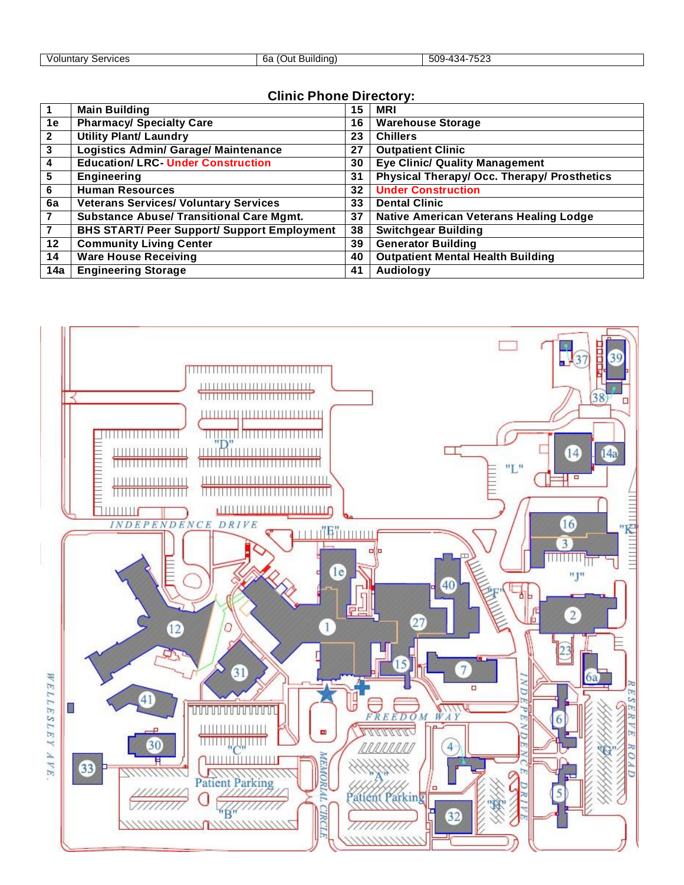| | | |
|---|---|---|
| Voluntary Services | 6a (Out Building) | 509-434-7523 |

## Clinic Phone Directory:

| | | | |
|---|---|---|---|
| **1** | **Main Building** | **15** | **MRI** |
| **1e** | **Pharmacy/ Specialty Care** | **16** | **Warehouse Storage** |
| **2** | **Utility Plant/ Laundry** | **23** | **Chillers** |
| **3** | **Logistics Admin/ Garage/ Maintenance** | **27** | **Outpatient Clinic** |
| **4** | **Education/ LRC- Under Construction** | **30** | **Eye Clinic/ Quality Management** |
| **5** | **Engineering** | **31** | **Physical Therapy/ Occ. Therapy/ Prosthetics** |
| **6** | **Human Resources** | **32** | **Under Construction** |
| **6a** | **Veterans Services/ Voluntary Services** | **33** | **Dental Clinic** |
| **7** | **Substance Abuse/ Transitional Care Mgmt.** | **37** | **Native American Veterans Healing Lodge** |
| **7** | **BHS START/ Peer Support/ Support Employment** | **38** | **Switchgear Building** |
| **12** | **Community Living Center** | **39** | **Generator Building** |
| **14** | **Ware House Receiving** | **40** | **Outpatient Mental Health Building** |
| **14a** | **Engineering Storage** | **41** | **Audiology** |

"D"

INDEPENDENCE DRIVE

"E"

"L"

"K"

"J"

"F"

"C"

"B"

"A"

"H"

"G"

Patient Parking

Patient Parking

FREEDOM WAY

MEMORIAL CIRCLE

INDEPENDENCE DRIVE

WELLESLEY AVE.

RESERVE ROAD

1 1e 2 3 4 5 6 6a 7 12 14 14a 15 16 23 27 30 31 32 33 37 38 39 40 41